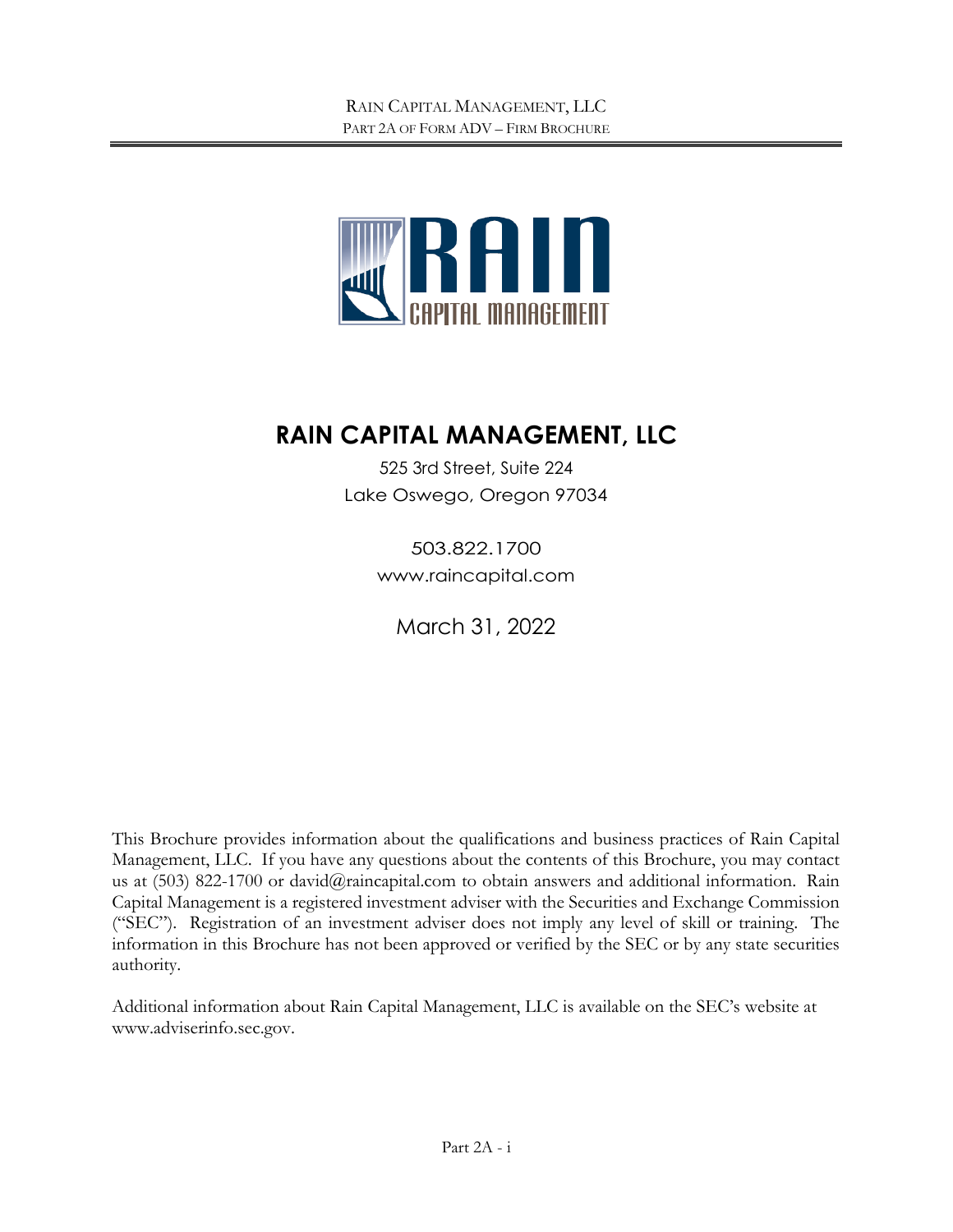# RAIN CAPITAL MANAGEMENT, LLC

525 3rd Street, Suite 224
Lake Oswego, Oregon 97034

503.822.1700
www.raincapital.com

March 31, 2022

This Brochure provides information about the qualifications and business practices of Rain Capital Management, LLC. If you have any questions about the contents of this Brochure, you may contact us at (503) 822-1700 or david@raincapital.com to obtain answers and additional information. Rain Capital Management is a registered investment adviser with the Securities and Exchange Commission ("SEC"). Registration of an investment adviser does not imply any level of skill or training. The information in this Brochure has not been approved or verified by the SEC or by any state securities authority.

Additional information about Rain Capital Management, LLC is available on the SEC's website at www.adviserinfo.sec.gov.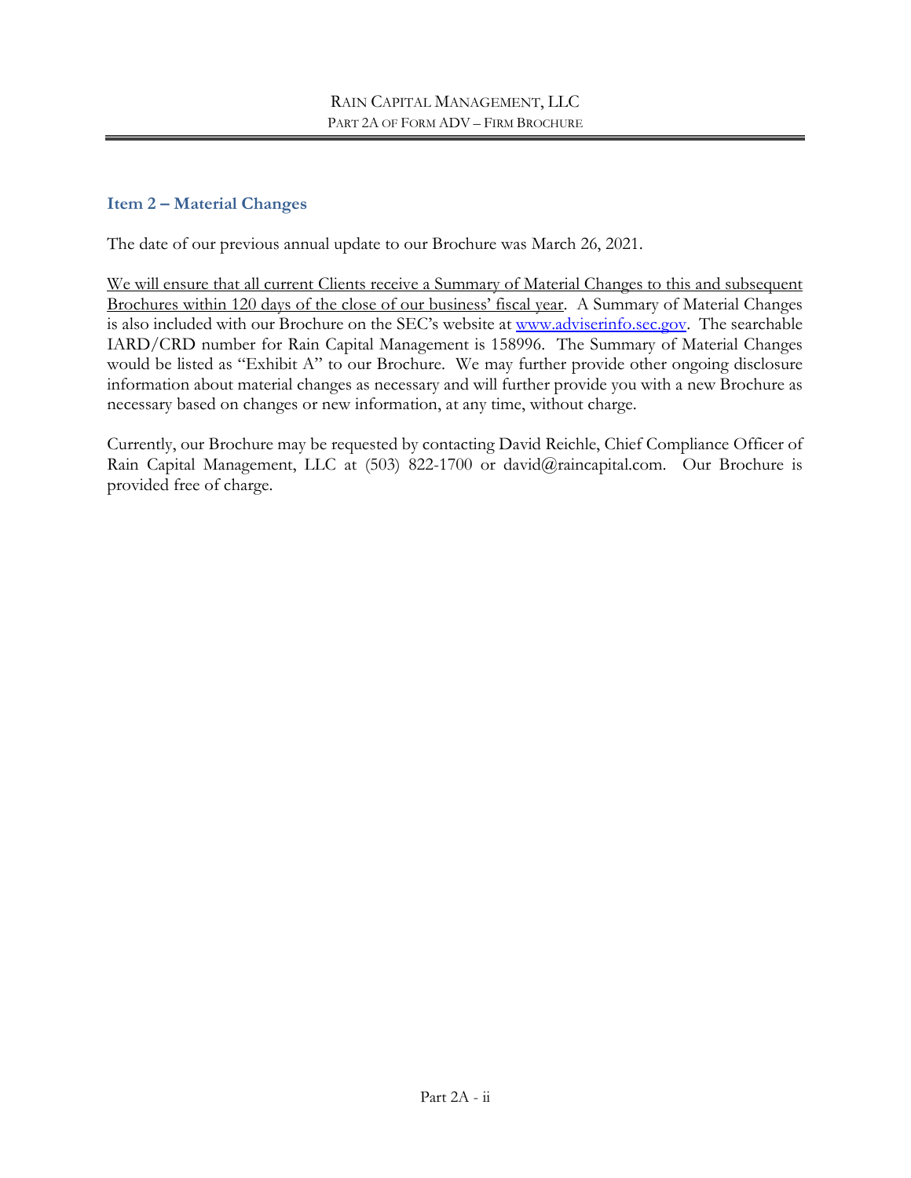## Item 2 – Material Changes

The date of our previous annual update to our Brochure was March 26, 2021.

<u>We will ensure that all current Clients receive a Summary of Material Changes to this and subsequent Brochures within 120 days of the close of our business' fiscal year</u>. A Summary of Material Changes is also included with our Brochure on the SEC's website at [www.adviserinfo.sec.gov](http://www.adviserinfo.sec.gov). The searchable IARD/CRD number for Rain Capital Management is 158996. The Summary of Material Changes would be listed as "Exhibit A" to our Brochure. We may further provide other ongoing disclosure information about material changes as necessary and will further provide you with a new Brochure as necessary based on changes or new information, at any time, without charge.

Currently, our Brochure may be requested by contacting David Reichle, Chief Compliance Officer of Rain Capital Management, LLC at (503) 822-1700 or david@raincapital.com. Our Brochure is provided free of charge.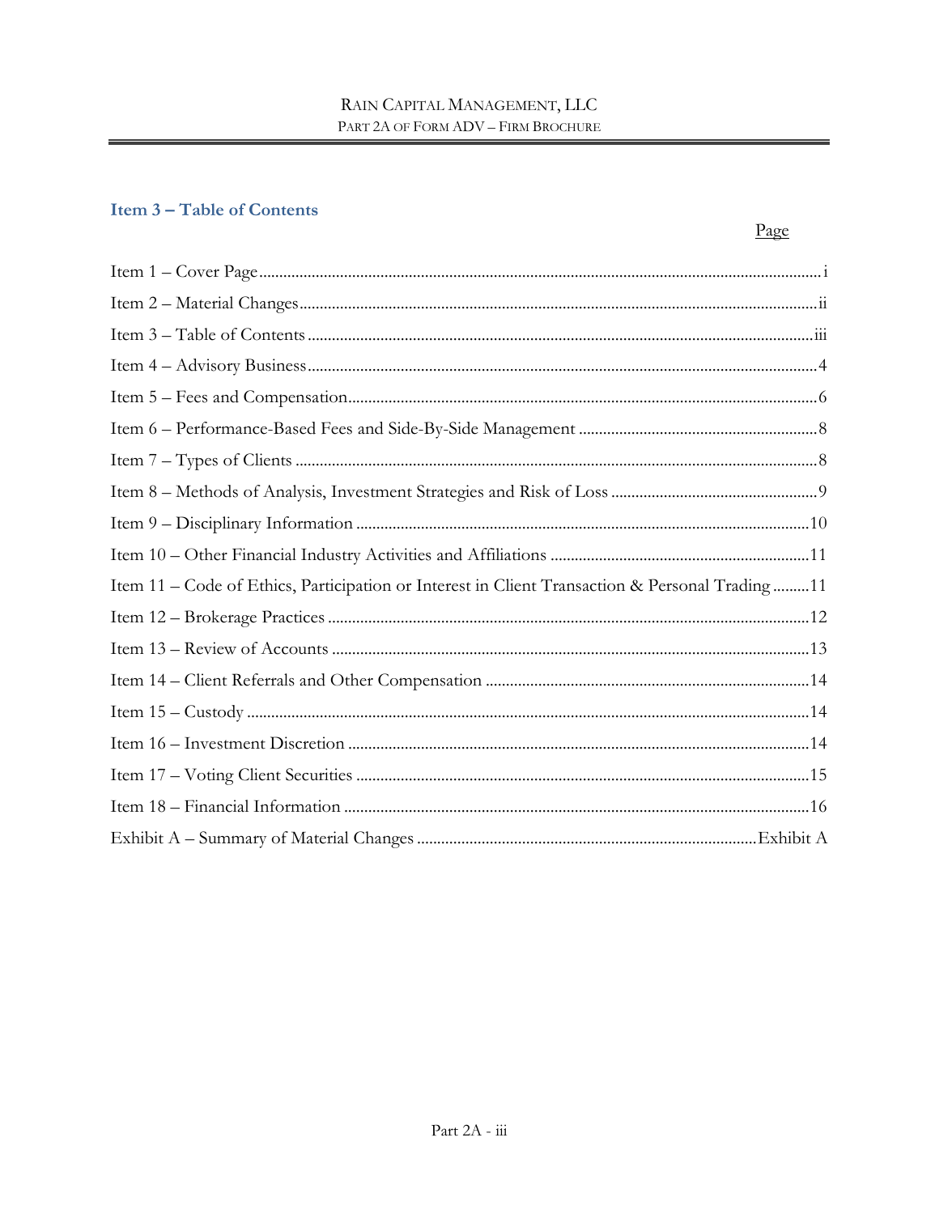## Item 3 – Table of Contents

| | Page |
|---|---|
| Item 1 – Cover Page | i |
| Item 2 – Material Changes | ii |
| Item 3 – Table of Contents | iii |
| Item 4 – Advisory Business | 4 |
| Item 5 – Fees and Compensation | 6 |
| Item 6 – Performance-Based Fees and Side-By-Side Management | 8 |
| Item 7 – Types of Clients | 8 |
| Item 8 – Methods of Analysis, Investment Strategies and Risk of Loss | 9 |
| Item 9 – Disciplinary Information | 10 |
| Item 10 – Other Financial Industry Activities and Affiliations | 11 |
| Item 11 – Code of Ethics, Participation or Interest in Client Transaction & Personal Trading | 11 |
| Item 12 – Brokerage Practices | 12 |
| Item 13 – Review of Accounts | 13 |
| Item 14 – Client Referrals and Other Compensation | 14 |
| Item 15 – Custody | 14 |
| Item 16 – Investment Discretion | 14 |
| Item 17 – Voting Client Securities | 15 |
| Item 18 – Financial Information | 16 |
| Exhibit A – Summary of Material Changes | Exhibit A |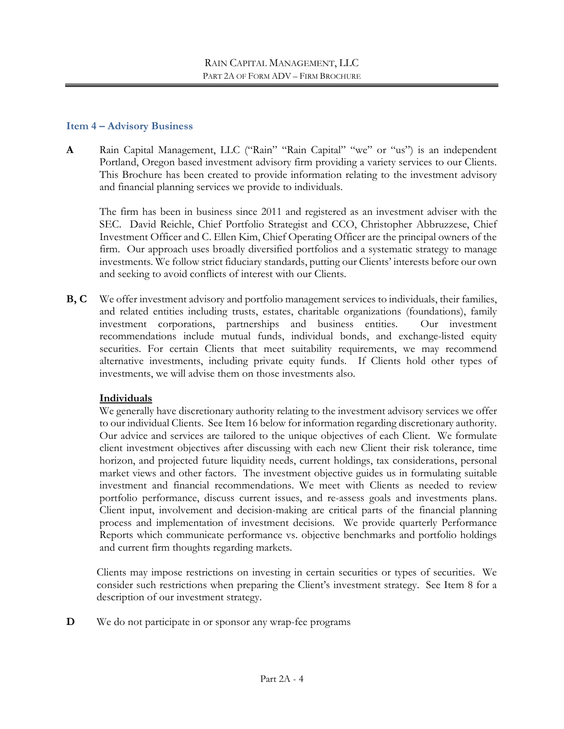## Item 4 – Advisory Business

**A** Rain Capital Management, LLC ("Rain" "Rain Capital" "we" or "us") is an independent Portland, Oregon based investment advisory firm providing a variety services to our Clients. This Brochure has been created to provide information relating to the investment advisory and financial planning services we provide to individuals.

The firm has been in business since 2011 and registered as an investment adviser with the SEC. David Reichle, Chief Portfolio Strategist and CCO, Christopher Abbruzzese, Chief Investment Officer and C. Ellen Kim, Chief Operating Officer are the principal owners of the firm. Our approach uses broadly diversified portfolios and a systematic strategy to manage investments. We follow strict fiduciary standards, putting our Clients' interests before our own and seeking to avoid conflicts of interest with our Clients.

**B, C** We offer investment advisory and portfolio management services to individuals, their families, and related entities including trusts, estates, charitable organizations (foundations), family investment corporations, partnerships and business entities. Our investment recommendations include mutual funds, individual bonds, and exchange-listed equity securities. For certain Clients that meet suitability requirements, we may recommend alternative investments, including private equity funds. If Clients hold other types of investments, we will advise them on those investments also.

**Individuals**

We generally have discretionary authority relating to the investment advisory services we offer to our individual Clients. See Item 16 below for information regarding discretionary authority. Our advice and services are tailored to the unique objectives of each Client. We formulate client investment objectives after discussing with each new Client their risk tolerance, time horizon, and projected future liquidity needs, current holdings, tax considerations, personal market views and other factors. The investment objective guides us in formulating suitable investment and financial recommendations. We meet with Clients as needed to review portfolio performance, discuss current issues, and re-assess goals and investments plans. Client input, involvement and decision-making are critical parts of the financial planning process and implementation of investment decisions. We provide quarterly Performance Reports which communicate performance vs. objective benchmarks and portfolio holdings and current firm thoughts regarding markets.

Clients may impose restrictions on investing in certain securities or types of securities. We consider such restrictions when preparing the Client's investment strategy. See Item 8 for a description of our investment strategy.

**D** We do not participate in or sponsor any wrap-fee programs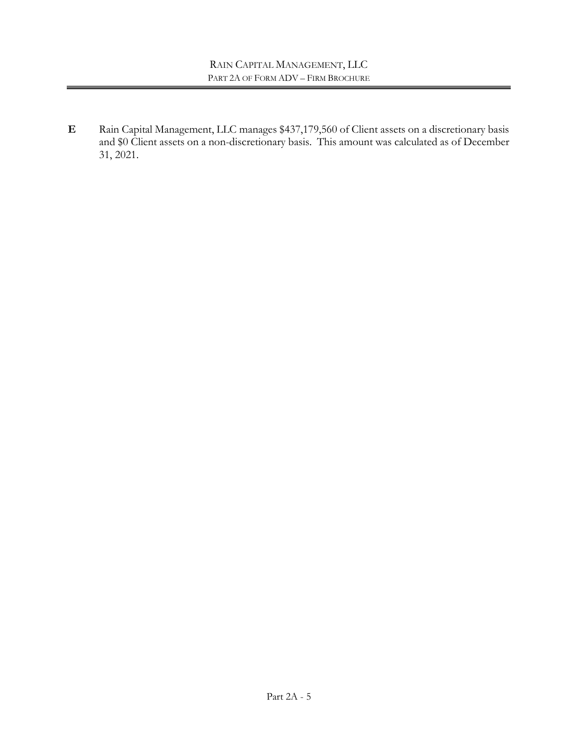**E** Rain Capital Management, LLC manages $437,179,560 of Client assets on a discretionary basis and $0 Client assets on a non-discretionary basis. This amount was calculated as of December 31, 2021.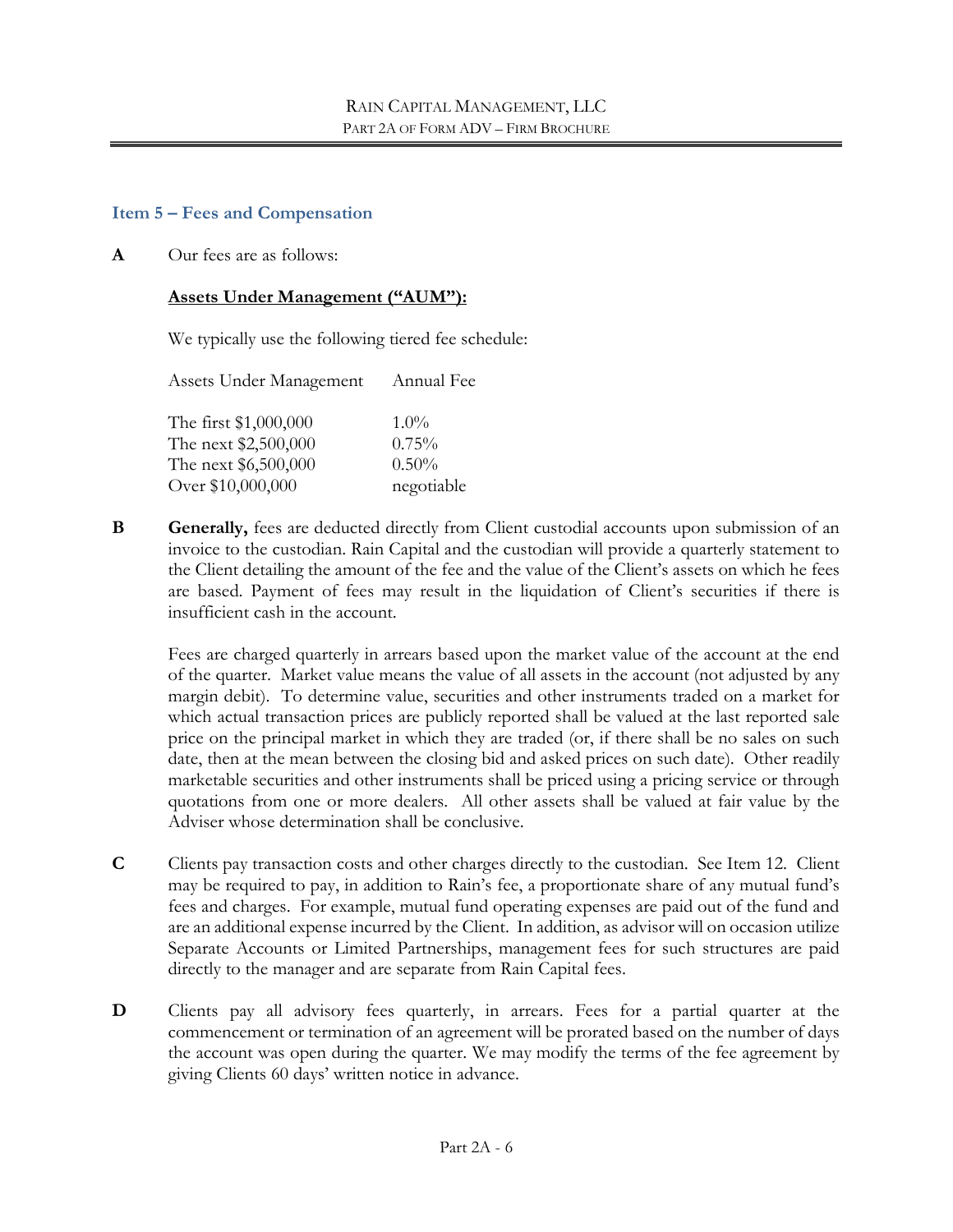## Item 5 – Fees and Compensation

**A** Our fees are as follows:

**Assets Under Management ("AUM"):**

We typically use the following tiered fee schedule:

| Assets Under Management | Annual Fee |
|---|---|
| The first $1,000,000 | 1.0% |
| The next $2,500,000 | 0.75% |
| The next $6,500,000 | 0.50% |
| Over $10,000,000 | negotiable |

**B** **Generally,** fees are deducted directly from Client custodial accounts upon submission of an invoice to the custodian. Rain Capital and the custodian will provide a quarterly statement to the Client detailing the amount of the fee and the value of the Client's assets on which he fees are based. Payment of fees may result in the liquidation of Client's securities if there is insufficient cash in the account.

Fees are charged quarterly in arrears based upon the market value of the account at the end of the quarter. Market value means the value of all assets in the account (not adjusted by any margin debit). To determine value, securities and other instruments traded on a market for which actual transaction prices are publicly reported shall be valued at the last reported sale price on the principal market in which they are traded (or, if there shall be no sales on such date, then at the mean between the closing bid and asked prices on such date). Other readily marketable securities and other instruments shall be priced using a pricing service or through quotations from one or more dealers. All other assets shall be valued at fair value by the Adviser whose determination shall be conclusive.

**C** Clients pay transaction costs and other charges directly to the custodian. See Item 12. Client may be required to pay, in addition to Rain's fee, a proportionate share of any mutual fund's fees and charges. For example, mutual fund operating expenses are paid out of the fund and are an additional expense incurred by the Client. In addition, as advisor will on occasion utilize Separate Accounts or Limited Partnerships, management fees for such structures are paid directly to the manager and are separate from Rain Capital fees.

**D** Clients pay all advisory fees quarterly, in arrears. Fees for a partial quarter at the commencement or termination of an agreement will be prorated based on the number of days the account was open during the quarter. We may modify the terms of the fee agreement by giving Clients 60 days' written notice in advance.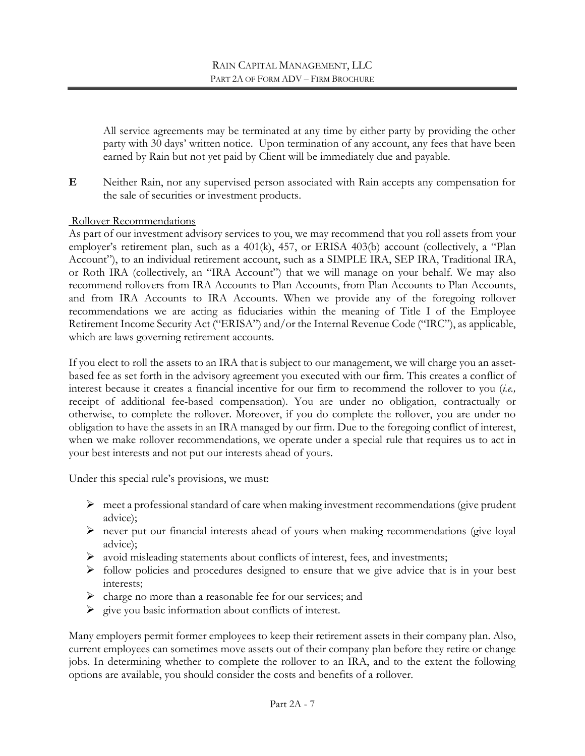All service agreements may be terminated at any time by either party by providing the other party with 30 days' written notice. Upon termination of any account, any fees that have been earned by Rain but not yet paid by Client will be immediately due and payable.

**E** Neither Rain, nor any supervised person associated with Rain accepts any compensation for the sale of securities or investment products.

Rollover Recommendations

As part of our investment advisory services to you, we may recommend that you roll assets from your employer's retirement plan, such as a 401(k), 457, or ERISA 403(b) account (collectively, a "Plan Account"), to an individual retirement account, such as a SIMPLE IRA, SEP IRA, Traditional IRA, or Roth IRA (collectively, an "IRA Account") that we will manage on your behalf. We may also recommend rollovers from IRA Accounts to Plan Accounts, from Plan Accounts to Plan Accounts, and from IRA Accounts to IRA Accounts. When we provide any of the foregoing rollover recommendations we are acting as fiduciaries within the meaning of Title I of the Employee Retirement Income Security Act ("ERISA") and/or the Internal Revenue Code ("IRC"), as applicable, which are laws governing retirement accounts.

If you elect to roll the assets to an IRA that is subject to our management, we will charge you an asset-based fee as set forth in the advisory agreement you executed with our firm. This creates a conflict of interest because it creates a financial incentive for our firm to recommend the rollover to you (*i.e.,* receipt of additional fee-based compensation). You are under no obligation, contractually or otherwise, to complete the rollover. Moreover, if you do complete the rollover, you are under no obligation to have the assets in an IRA managed by our firm. Due to the foregoing conflict of interest, when we make rollover recommendations, we operate under a special rule that requires us to act in your best interests and not put our interests ahead of yours.

Under this special rule's provisions, we must:

- meet a professional standard of care when making investment recommendations (give prudent advice);
- never put our financial interests ahead of yours when making recommendations (give loyal advice);
- avoid misleading statements about conflicts of interest, fees, and investments;
- follow policies and procedures designed to ensure that we give advice that is in your best interests;
- charge no more than a reasonable fee for our services; and
- give you basic information about conflicts of interest.

Many employers permit former employees to keep their retirement assets in their company plan. Also, current employees can sometimes move assets out of their company plan before they retire or change jobs. In determining whether to complete the rollover to an IRA, and to the extent the following options are available, you should consider the costs and benefits of a rollover.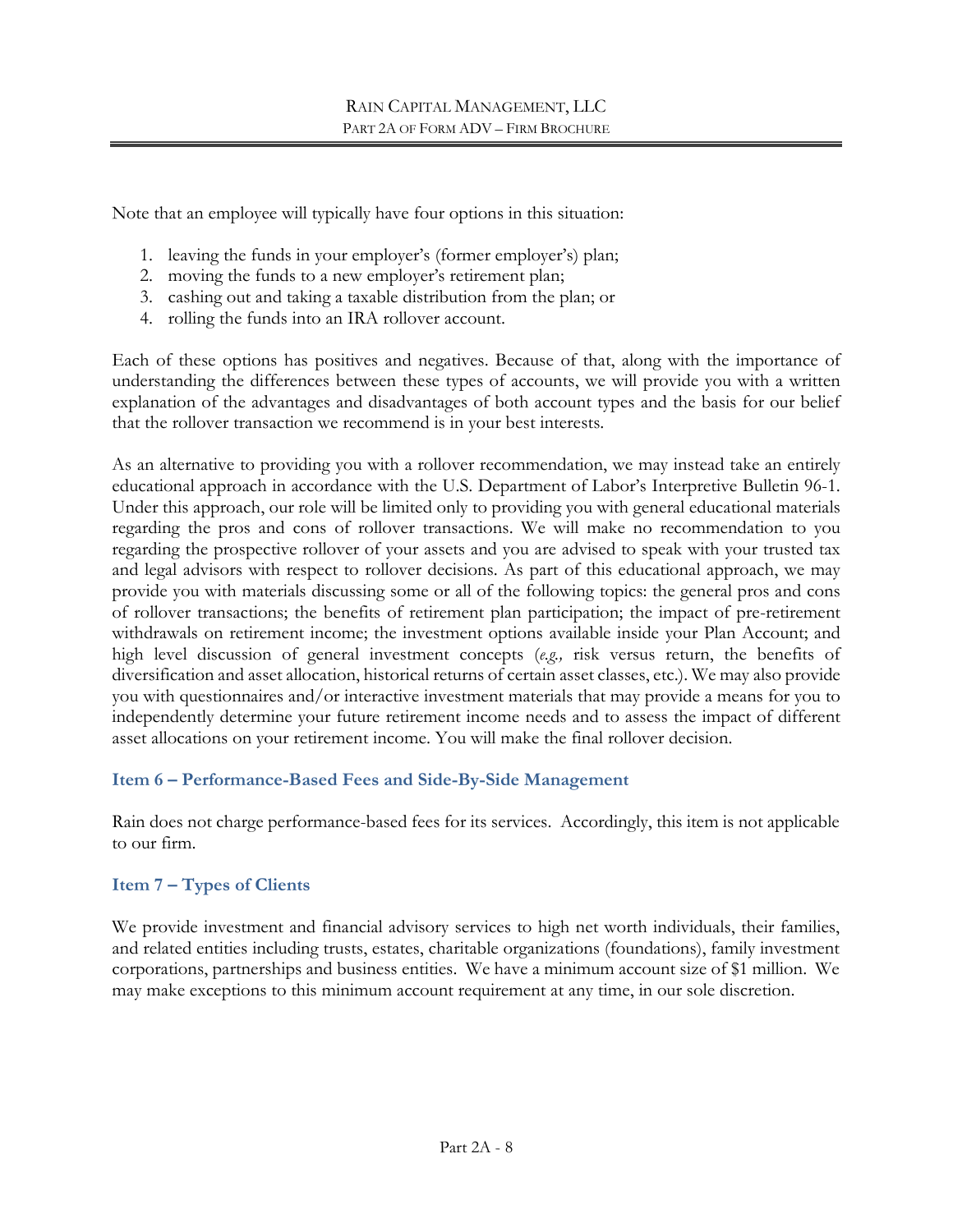Note that an employee will typically have four options in this situation:

1. leaving the funds in your employer's (former employer's) plan;
2. moving the funds to a new employer's retirement plan;
3. cashing out and taking a taxable distribution from the plan; or
4. rolling the funds into an IRA rollover account.

Each of these options has positives and negatives. Because of that, along with the importance of understanding the differences between these types of accounts, we will provide you with a written explanation of the advantages and disadvantages of both account types and the basis for our belief that the rollover transaction we recommend is in your best interests.

As an alternative to providing you with a rollover recommendation, we may instead take an entirely educational approach in accordance with the U.S. Department of Labor's Interpretive Bulletin 96-1. Under this approach, our role will be limited only to providing you with general educational materials regarding the pros and cons of rollover transactions. We will make no recommendation to you regarding the prospective rollover of your assets and you are advised to speak with your trusted tax and legal advisors with respect to rollover decisions. As part of this educational approach, we may provide you with materials discussing some or all of the following topics: the general pros and cons of rollover transactions; the benefits of retirement plan participation; the impact of pre-retirement withdrawals on retirement income; the investment options available inside your Plan Account; and high level discussion of general investment concepts (*e.g.,* risk versus return, the benefits of diversification and asset allocation, historical returns of certain asset classes, etc.). We may also provide you with questionnaires and/or interactive investment materials that may provide a means for you to independently determine your future retirement income needs and to assess the impact of different asset allocations on your retirement income. You will make the final rollover decision.

## Item 6 – Performance-Based Fees and Side-By-Side Management

Rain does not charge performance-based fees for its services. Accordingly, this item is not applicable to our firm.

## Item 7 – Types of Clients

We provide investment and financial advisory services to high net worth individuals, their families, and related entities including trusts, estates, charitable organizations (foundations), family investment corporations, partnerships and business entities. We have a minimum account size of $1 million. We may make exceptions to this minimum account requirement at any time, in our sole discretion.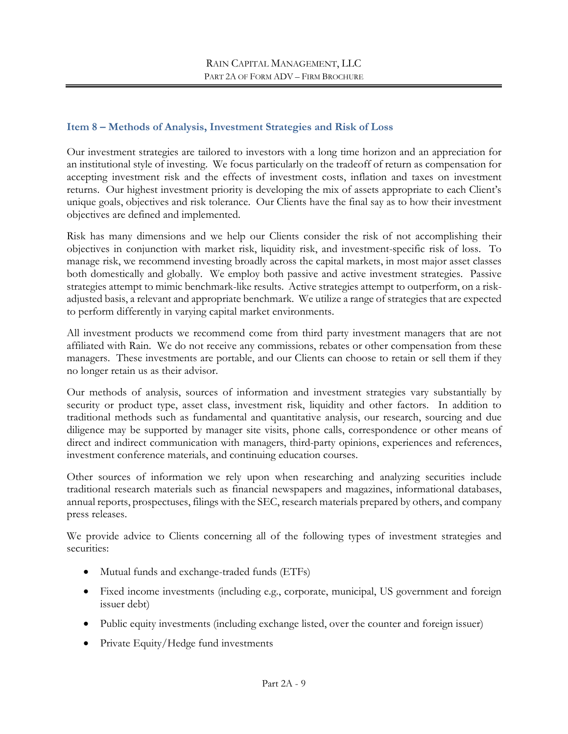## Item 8 – Methods of Analysis, Investment Strategies and Risk of Loss

Our investment strategies are tailored to investors with a long time horizon and an appreciation for an institutional style of investing. We focus particularly on the tradeoff of return as compensation for accepting investment risk and the effects of investment costs, inflation and taxes on investment returns. Our highest investment priority is developing the mix of assets appropriate to each Client's unique goals, objectives and risk tolerance. Our Clients have the final say as to how their investment objectives are defined and implemented.

Risk has many dimensions and we help our Clients consider the risk of not accomplishing their objectives in conjunction with market risk, liquidity risk, and investment-specific risk of loss. To manage risk, we recommend investing broadly across the capital markets, in most major asset classes both domestically and globally. We employ both passive and active investment strategies. Passive strategies attempt to mimic benchmark-like results. Active strategies attempt to outperform, on a risk-adjusted basis, a relevant and appropriate benchmark. We utilize a range of strategies that are expected to perform differently in varying capital market environments.

All investment products we recommend come from third party investment managers that are not affiliated with Rain. We do not receive any commissions, rebates or other compensation from these managers. These investments are portable, and our Clients can choose to retain or sell them if they no longer retain us as their advisor.

Our methods of analysis, sources of information and investment strategies vary substantially by security or product type, asset class, investment risk, liquidity and other factors. In addition to traditional methods such as fundamental and quantitative analysis, our research, sourcing and due diligence may be supported by manager site visits, phone calls, correspondence or other means of direct and indirect communication with managers, third-party opinions, experiences and references, investment conference materials, and continuing education courses.

Other sources of information we rely upon when researching and analyzing securities include traditional research materials such as financial newspapers and magazines, informational databases, annual reports, prospectuses, filings with the SEC, research materials prepared by others, and company press releases.

We provide advice to Clients concerning all of the following types of investment strategies and securities:

- Mutual funds and exchange-traded funds (ETFs)
- Fixed income investments (including e.g., corporate, municipal, US government and foreign issuer debt)
- Public equity investments (including exchange listed, over the counter and foreign issuer)
- Private Equity/Hedge fund investments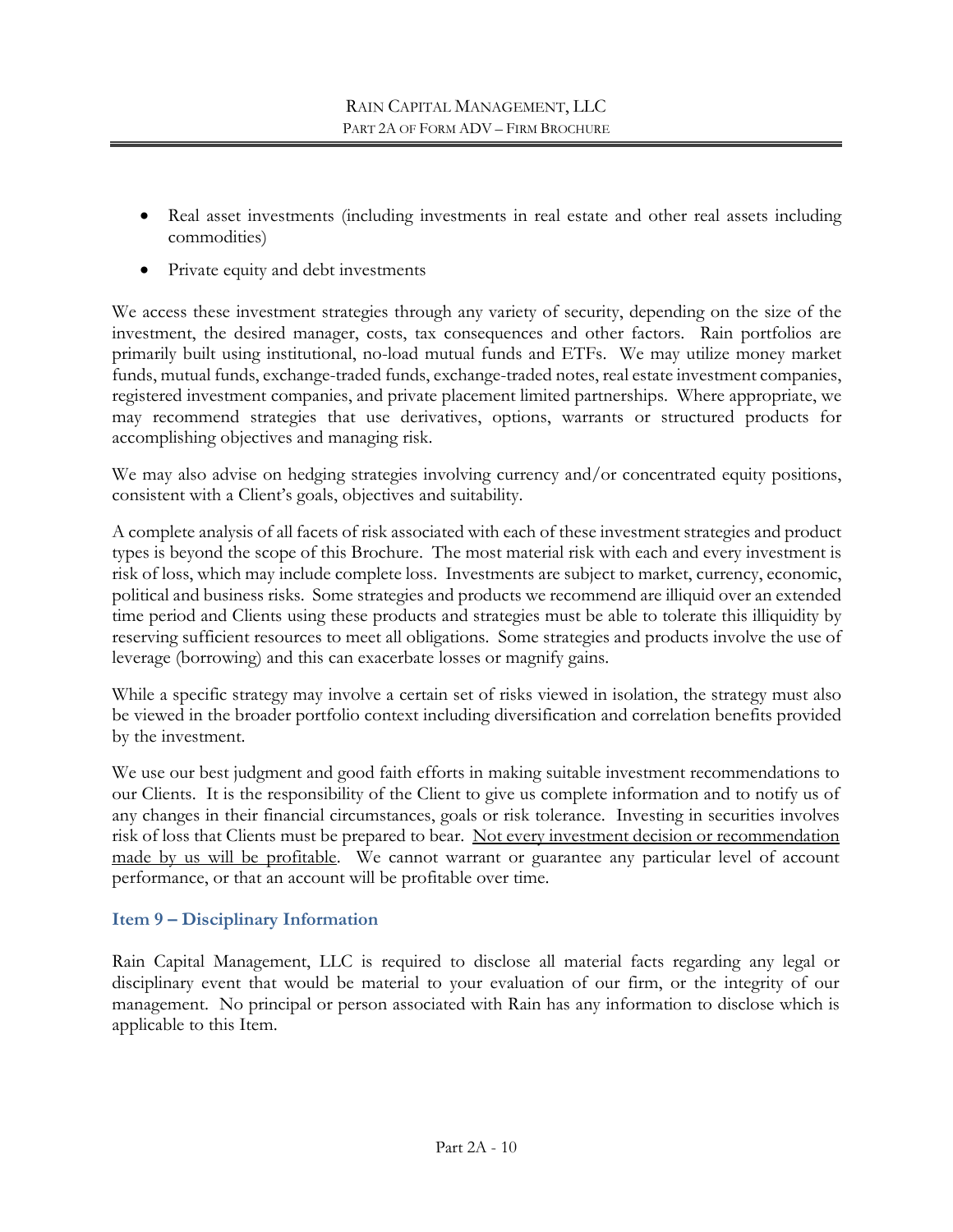- Real asset investments (including investments in real estate and other real assets including commodities)
- Private equity and debt investments

We access these investment strategies through any variety of security, depending on the size of the investment, the desired manager, costs, tax consequences and other factors. Rain portfolios are primarily built using institutional, no-load mutual funds and ETFs. We may utilize money market funds, mutual funds, exchange-traded funds, exchange-traded notes, real estate investment companies, registered investment companies, and private placement limited partnerships. Where appropriate, we may recommend strategies that use derivatives, options, warrants or structured products for accomplishing objectives and managing risk.

We may also advise on hedging strategies involving currency and/or concentrated equity positions, consistent with a Client's goals, objectives and suitability.

A complete analysis of all facets of risk associated with each of these investment strategies and product types is beyond the scope of this Brochure. The most material risk with each and every investment is risk of loss, which may include complete loss. Investments are subject to market, currency, economic, political and business risks. Some strategies and products we recommend are illiquid over an extended time period and Clients using these products and strategies must be able to tolerate this illiquidity by reserving sufficient resources to meet all obligations. Some strategies and products involve the use of leverage (borrowing) and this can exacerbate losses or magnify gains.

While a specific strategy may involve a certain set of risks viewed in isolation, the strategy must also be viewed in the broader portfolio context including diversification and correlation benefits provided by the investment.

We use our best judgment and good faith efforts in making suitable investment recommendations to our Clients. It is the responsibility of the Client to give us complete information and to notify us of any changes in their financial circumstances, goals or risk tolerance. Investing in securities involves risk of loss that Clients must be prepared to bear. Not every investment decision or recommendation made by us will be profitable. We cannot warrant or guarantee any particular level of account performance, or that an account will be profitable over time.

## Item 9 – Disciplinary Information

Rain Capital Management, LLC is required to disclose all material facts regarding any legal or disciplinary event that would be material to your evaluation of our firm, or the integrity of our management. No principal or person associated with Rain has any information to disclose which is applicable to this Item.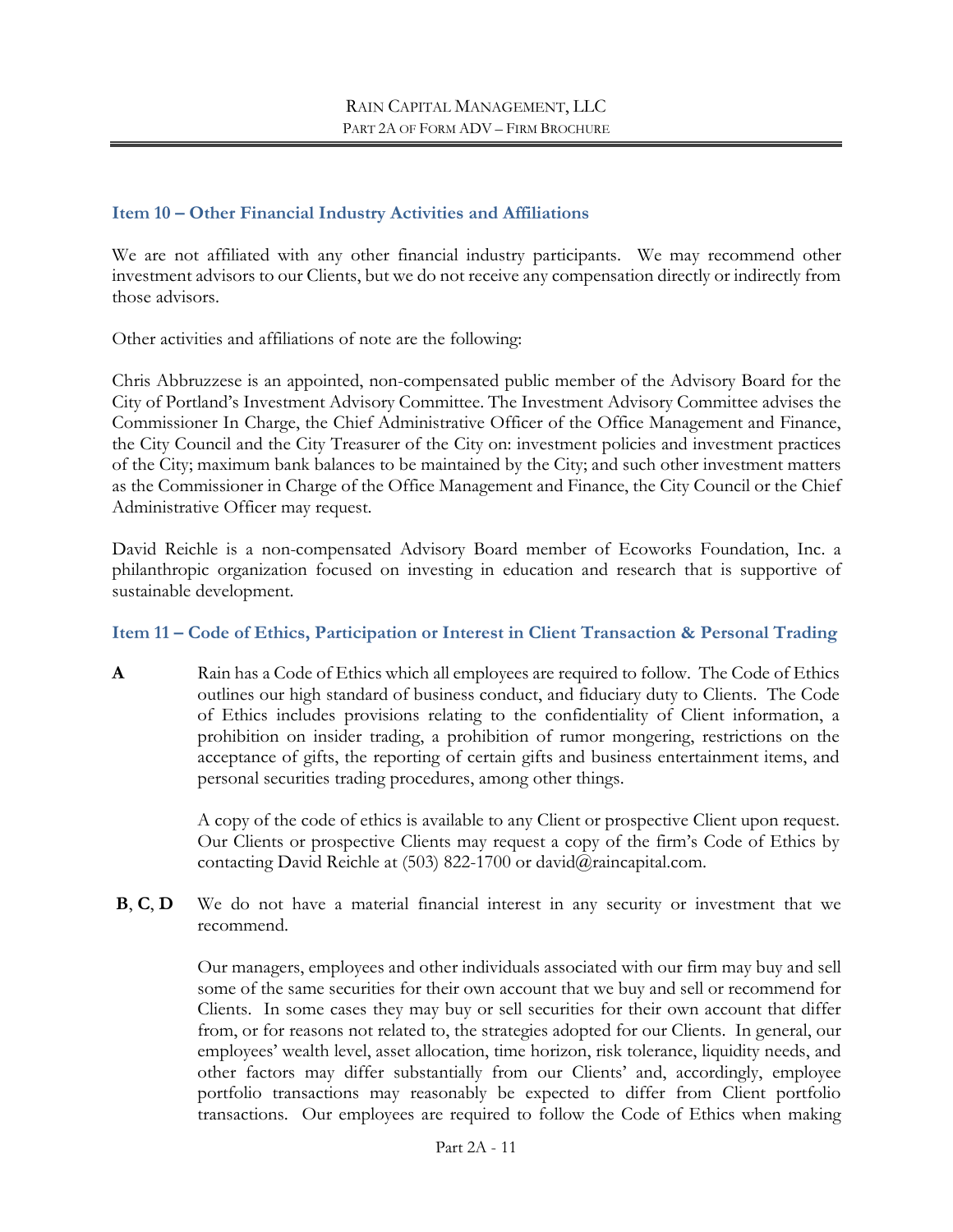## Item 10 – Other Financial Industry Activities and Affiliations

We are not affiliated with any other financial industry participants. We may recommend other investment advisors to our Clients, but we do not receive any compensation directly or indirectly from those advisors.

Other activities and affiliations of note are the following:

Chris Abbruzzese is an appointed, non-compensated public member of the Advisory Board for the City of Portland's Investment Advisory Committee. The Investment Advisory Committee advises the Commissioner In Charge, the Chief Administrative Officer of the Office Management and Finance, the City Council and the City Treasurer of the City on: investment policies and investment practices of the City; maximum bank balances to be maintained by the City; and such other investment matters as the Commissioner in Charge of the Office Management and Finance, the City Council or the Chief Administrative Officer may request.

David Reichle is a non-compensated Advisory Board member of Ecoworks Foundation, Inc. a philanthropic organization focused on investing in education and research that is supportive of sustainable development.

## Item 11 – Code of Ethics, Participation or Interest in Client Transaction & Personal Trading

**A** Rain has a Code of Ethics which all employees are required to follow. The Code of Ethics outlines our high standard of business conduct, and fiduciary duty to Clients. The Code of Ethics includes provisions relating to the confidentiality of Client information, a prohibition on insider trading, a prohibition of rumor mongering, restrictions on the acceptance of gifts, the reporting of certain gifts and business entertainment items, and personal securities trading procedures, among other things.

A copy of the code of ethics is available to any Client or prospective Client upon request. Our Clients or prospective Clients may request a copy of the firm's Code of Ethics by contacting David Reichle at (503) 822-1700 or david@raincapital.com.

**B**, **C**, **D** We do not have a material financial interest in any security or investment that we recommend.

Our managers, employees and other individuals associated with our firm may buy and sell some of the same securities for their own account that we buy and sell or recommend for Clients. In some cases they may buy or sell securities for their own account that differ from, or for reasons not related to, the strategies adopted for our Clients. In general, our employees' wealth level, asset allocation, time horizon, risk tolerance, liquidity needs, and other factors may differ substantially from our Clients' and, accordingly, employee portfolio transactions may reasonably be expected to differ from Client portfolio transactions. Our employees are required to follow the Code of Ethics when making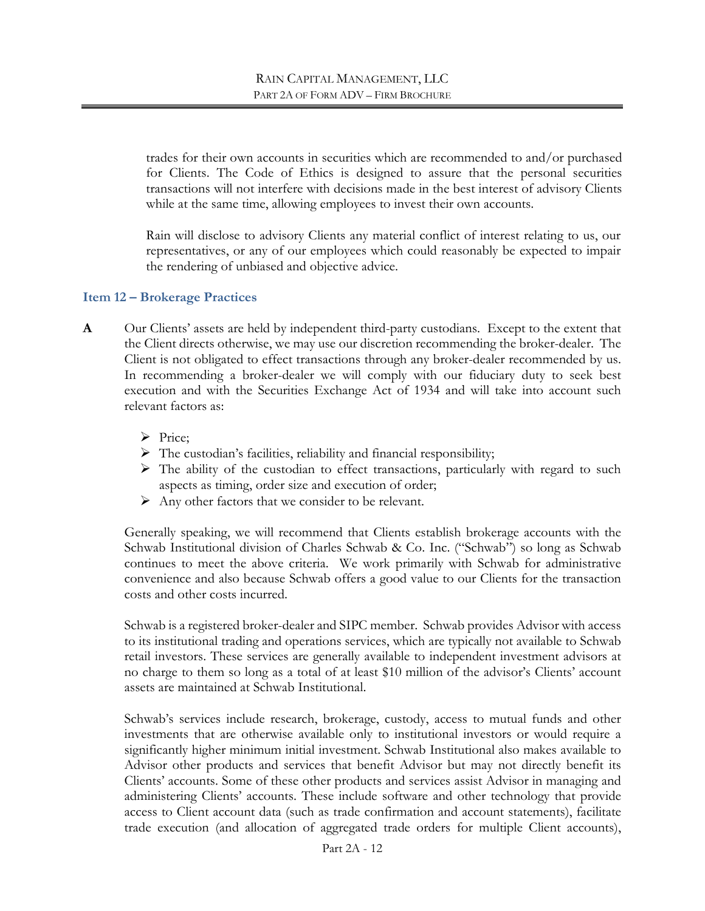trades for their own accounts in securities which are recommended to and/or purchased for Clients. The Code of Ethics is designed to assure that the personal securities transactions will not interfere with decisions made in the best interest of advisory Clients while at the same time, allowing employees to invest their own accounts.

Rain will disclose to advisory Clients any material conflict of interest relating to us, our representatives, or any of our employees which could reasonably be expected to impair the rendering of unbiased and objective advice.

## Item 12 – Brokerage Practices

**A** Our Clients' assets are held by independent third-party custodians. Except to the extent that the Client directs otherwise, we may use our discretion recommending the broker-dealer. The Client is not obligated to effect transactions through any broker-dealer recommended by us. In recommending a broker-dealer we will comply with our fiduciary duty to seek best execution and with the Securities Exchange Act of 1934 and will take into account such relevant factors as:

- Price;
- The custodian's facilities, reliability and financial responsibility;
- The ability of the custodian to effect transactions, particularly with regard to such aspects as timing, order size and execution of order;
- Any other factors that we consider to be relevant.

Generally speaking, we will recommend that Clients establish brokerage accounts with the Schwab Institutional division of Charles Schwab & Co. Inc. ("Schwab") so long as Schwab continues to meet the above criteria. We work primarily with Schwab for administrative convenience and also because Schwab offers a good value to our Clients for the transaction costs and other costs incurred.

Schwab is a registered broker-dealer and SIPC member. Schwab provides Advisor with access to its institutional trading and operations services, which are typically not available to Schwab retail investors. These services are generally available to independent investment advisors at no charge to them so long as a total of at least $10 million of the advisor's Clients' account assets are maintained at Schwab Institutional.

Schwab's services include research, brokerage, custody, access to mutual funds and other investments that are otherwise available only to institutional investors or would require a significantly higher minimum initial investment. Schwab Institutional also makes available to Advisor other products and services that benefit Advisor but may not directly benefit its Clients' accounts. Some of these other products and services assist Advisor in managing and administering Clients' accounts. These include software and other technology that provide access to Client account data (such as trade confirmation and account statements), facilitate trade execution (and allocation of aggregated trade orders for multiple Client accounts),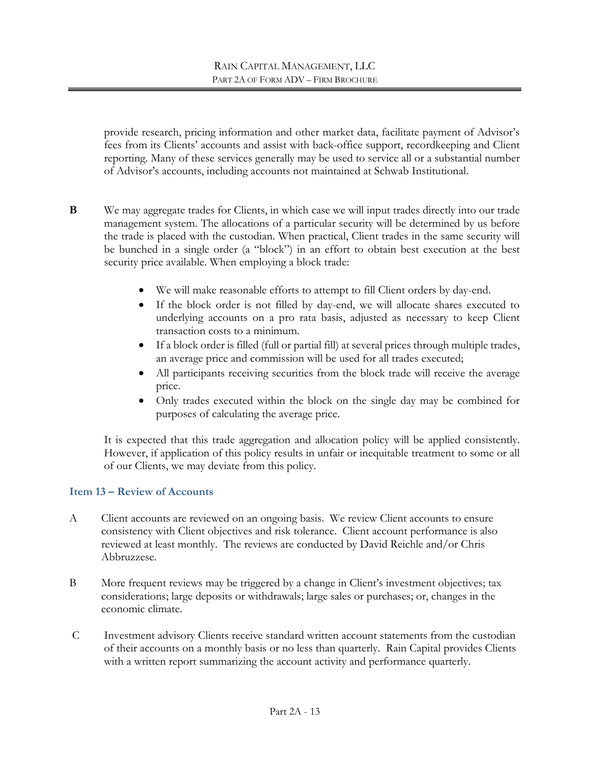provide research, pricing information and other market data, facilitate payment of Advisor's fees from its Clients' accounts and assist with back-office support, recordkeeping and Client reporting. Many of these services generally may be used to service all or a substantial number of Advisor's accounts, including accounts not maintained at Schwab Institutional.

**B** We may aggregate trades for Clients, in which case we will input trades directly into our trade management system. The allocations of a particular security will be determined by us before the trade is placed with the custodian. When practical, Client trades in the same security will be bunched in a single order (a "block") in an effort to obtain best execution at the best security price available. When employing a block trade:

- We will make reasonable efforts to attempt to fill Client orders by day-end.
- If the block order is not filled by day-end, we will allocate shares executed to underlying accounts on a pro rata basis, adjusted as necessary to keep Client transaction costs to a minimum.
- If a block order is filled (full or partial fill) at several prices through multiple trades, an average price and commission will be used for all trades executed;
- All participants receiving securities from the block trade will receive the average price.
- Only trades executed within the block on the single day may be combined for purposes of calculating the average price.

It is expected that this trade aggregation and allocation policy will be applied consistently. However, if application of this policy results in unfair or inequitable treatment to some or all of our Clients, we may deviate from this policy.

## Item 13 – Review of Accounts

A Client accounts are reviewed on an ongoing basis. We review Client accounts to ensure consistency with Client objectives and risk tolerance. Client account performance is also reviewed at least monthly. The reviews are conducted by David Reichle and/or Chris Abbruzzese.

B More frequent reviews may be triggered by a change in Client's investment objectives; tax considerations; large deposits or withdrawals; large sales or purchases; or, changes in the economic climate.

C Investment advisory Clients receive standard written account statements from the custodian of their accounts on a monthly basis or no less than quarterly. Rain Capital provides Clients with a written report summarizing the account activity and performance quarterly.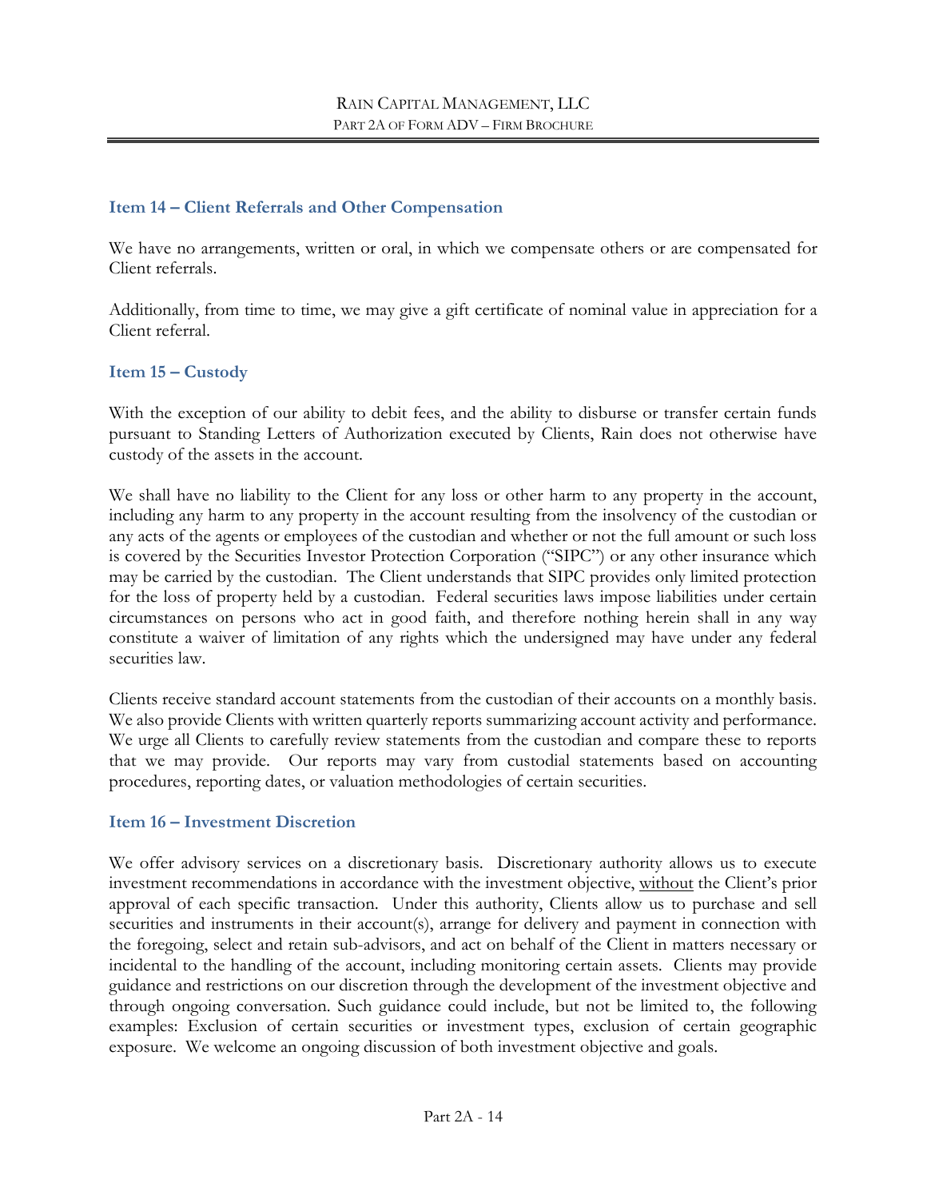## Item 14 – Client Referrals and Other Compensation

We have no arrangements, written or oral, in which we compensate others or are compensated for Client referrals.

Additionally, from time to time, we may give a gift certificate of nominal value in appreciation for a Client referral.

## Item 15 – Custody

With the exception of our ability to debit fees, and the ability to disburse or transfer certain funds pursuant to Standing Letters of Authorization executed by Clients, Rain does not otherwise have custody of the assets in the account.

We shall have no liability to the Client for any loss or other harm to any property in the account, including any harm to any property in the account resulting from the insolvency of the custodian or any acts of the agents or employees of the custodian and whether or not the full amount or such loss is covered by the Securities Investor Protection Corporation ("SIPC") or any other insurance which may be carried by the custodian. The Client understands that SIPC provides only limited protection for the loss of property held by a custodian. Federal securities laws impose liabilities under certain circumstances on persons who act in good faith, and therefore nothing herein shall in any way constitute a waiver of limitation of any rights which the undersigned may have under any federal securities law.

Clients receive standard account statements from the custodian of their accounts on a monthly basis. We also provide Clients with written quarterly reports summarizing account activity and performance. We urge all Clients to carefully review statements from the custodian and compare these to reports that we may provide. Our reports may vary from custodial statements based on accounting procedures, reporting dates, or valuation methodologies of certain securities.

## Item 16 – Investment Discretion

We offer advisory services on a discretionary basis. Discretionary authority allows us to execute investment recommendations in accordance with the investment objective, <u>without</u> the Client's prior approval of each specific transaction. Under this authority, Clients allow us to purchase and sell securities and instruments in their account(s), arrange for delivery and payment in connection with the foregoing, select and retain sub-advisors, and act on behalf of the Client in matters necessary or incidental to the handling of the account, including monitoring certain assets. Clients may provide guidance and restrictions on our discretion through the development of the investment objective and through ongoing conversation. Such guidance could include, but not be limited to, the following examples: Exclusion of certain securities or investment types, exclusion of certain geographic exposure. We welcome an ongoing discussion of both investment objective and goals.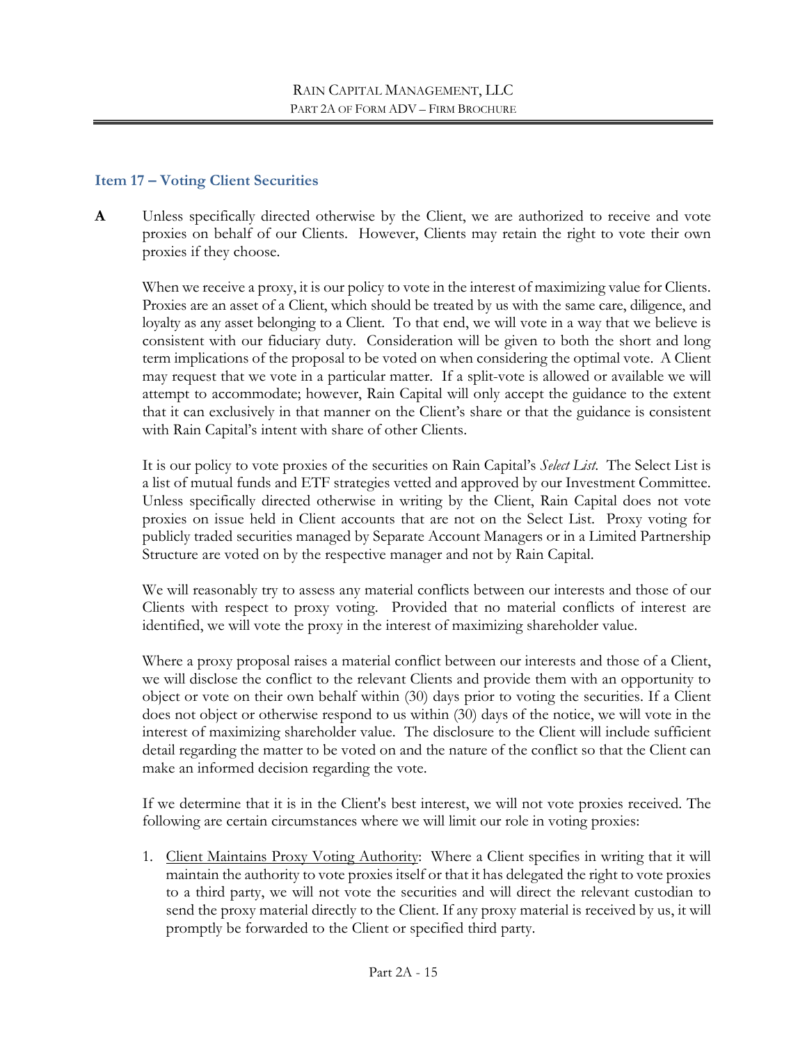## Item 17 – Voting Client Securities

**A** Unless specifically directed otherwise by the Client, we are authorized to receive and vote proxies on behalf of our Clients. However, Clients may retain the right to vote their own proxies if they choose.

When we receive a proxy, it is our policy to vote in the interest of maximizing value for Clients. Proxies are an asset of a Client, which should be treated by us with the same care, diligence, and loyalty as any asset belonging to a Client. To that end, we will vote in a way that we believe is consistent with our fiduciary duty. Consideration will be given to both the short and long term implications of the proposal to be voted on when considering the optimal vote. A Client may request that we vote in a particular matter. If a split-vote is allowed or available we will attempt to accommodate; however, Rain Capital will only accept the guidance to the extent that it can exclusively in that manner on the Client's share or that the guidance is consistent with Rain Capital's intent with share of other Clients.

It is our policy to vote proxies of the securities on Rain Capital's *Select List.* The Select List is a list of mutual funds and ETF strategies vetted and approved by our Investment Committee. Unless specifically directed otherwise in writing by the Client, Rain Capital does not vote proxies on issue held in Client accounts that are not on the Select List. Proxy voting for publicly traded securities managed by Separate Account Managers or in a Limited Partnership Structure are voted on by the respective manager and not by Rain Capital.

We will reasonably try to assess any material conflicts between our interests and those of our Clients with respect to proxy voting. Provided that no material conflicts of interest are identified, we will vote the proxy in the interest of maximizing shareholder value.

Where a proxy proposal raises a material conflict between our interests and those of a Client, we will disclose the conflict to the relevant Clients and provide them with an opportunity to object or vote on their own behalf within (30) days prior to voting the securities. If a Client does not object or otherwise respond to us within (30) days of the notice, we will vote in the interest of maximizing shareholder value. The disclosure to the Client will include sufficient detail regarding the matter to be voted on and the nature of the conflict so that the Client can make an informed decision regarding the vote.

If we determine that it is in the Client's best interest, we will not vote proxies received. The following are certain circumstances where we will limit our role in voting proxies:

1. <u>Client Maintains Proxy Voting Authority</u>: Where a Client specifies in writing that it will maintain the authority to vote proxies itself or that it has delegated the right to vote proxies to a third party, we will not vote the securities and will direct the relevant custodian to send the proxy material directly to the Client. If any proxy material is received by us, it will promptly be forwarded to the Client or specified third party.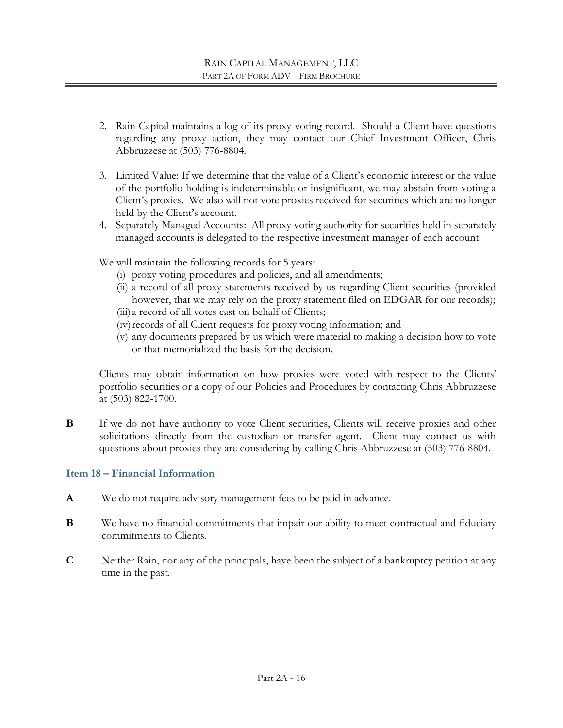2. Rain Capital maintains a log of its proxy voting record. Should a Client have questions regarding any proxy action, they may contact our Chief Investment Officer, Chris Abbruzzese at (503) 776-8804.

3. Limited Value: If we determine that the value of a Client's economic interest or the value of the portfolio holding is indeterminable or insignificant, we may abstain from voting a Client's proxies. We also will not vote proxies received for securities which are no longer held by the Client's account.

4. Separately Managed Accounts: All proxy voting authority for securities held in separately managed accounts is delegated to the respective investment manager of each account.

We will maintain the following records for 5 years:

(i) proxy voting procedures and policies, and all amendments;
(ii) a record of all proxy statements received by us regarding Client securities (provided however, that we may rely on the proxy statement filed on EDGAR for our records);
(iii) a record of all votes cast on behalf of Clients;
(iv) records of all Client requests for proxy voting information; and
(v) any documents prepared by us which were material to making a decision how to vote or that memorialized the basis for the decision.

Clients may obtain information on how proxies were voted with respect to the Clients' portfolio securities or a copy of our Policies and Procedures by contacting Chris Abbruzzese at (503) 822-1700.

**B** If we do not have authority to vote Client securities, Clients will receive proxies and other solicitations directly from the custodian or transfer agent. Client may contact us with questions about proxies they are considering by calling Chris Abbruzzese at (503) 776-8804.

## Item 18 – Financial Information

**A** We do not require advisory management fees to be paid in advance.

**B** We have no financial commitments that impair our ability to meet contractual and fiduciary commitments to Clients.

**C** Neither Rain, nor any of the principals, have been the subject of a bankruptcy petition at any time in the past.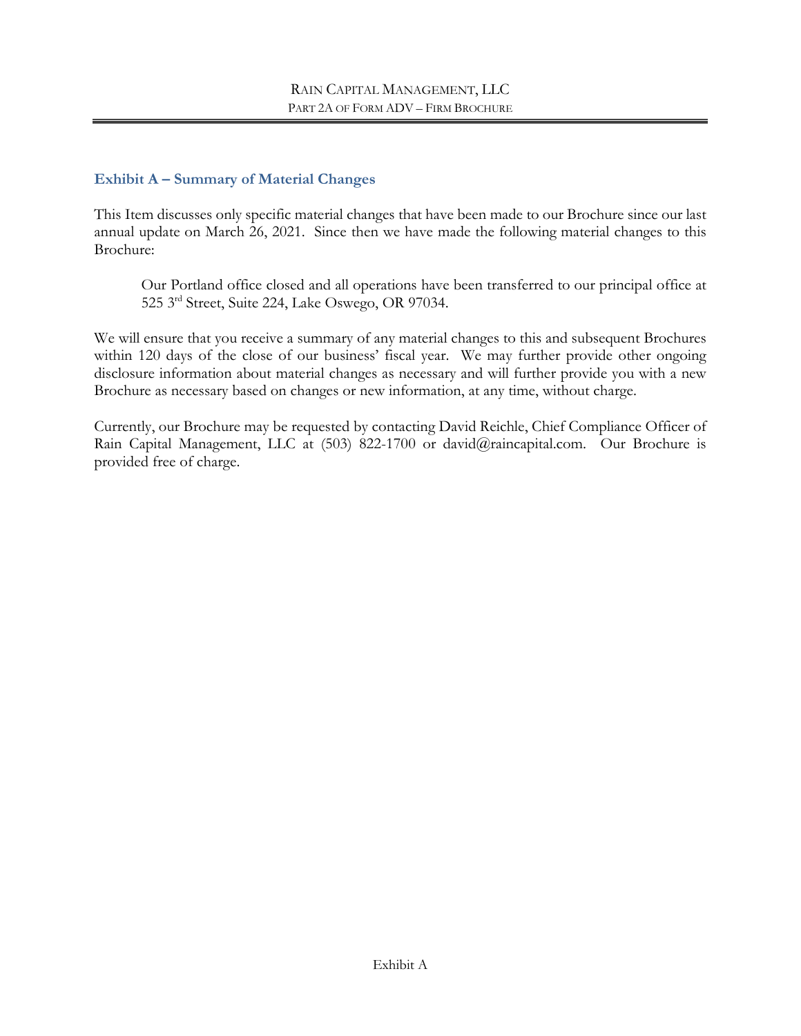## Exhibit A – Summary of Material Changes

This Item discusses only specific material changes that have been made to our Brochure since our last annual update on March 26, 2021. Since then we have made the following material changes to this Brochure:

> Our Portland office closed and all operations have been transferred to our principal office at 525 3rd Street, Suite 224, Lake Oswego, OR 97034.

We will ensure that you receive a summary of any material changes to this and subsequent Brochures within 120 days of the close of our business' fiscal year. We may further provide other ongoing disclosure information about material changes as necessary and will further provide you with a new Brochure as necessary based on changes or new information, at any time, without charge.

Currently, our Brochure may be requested by contacting David Reichle, Chief Compliance Officer of Rain Capital Management, LLC at (503) 822-1700 or david@raincapital.com. Our Brochure is provided free of charge.